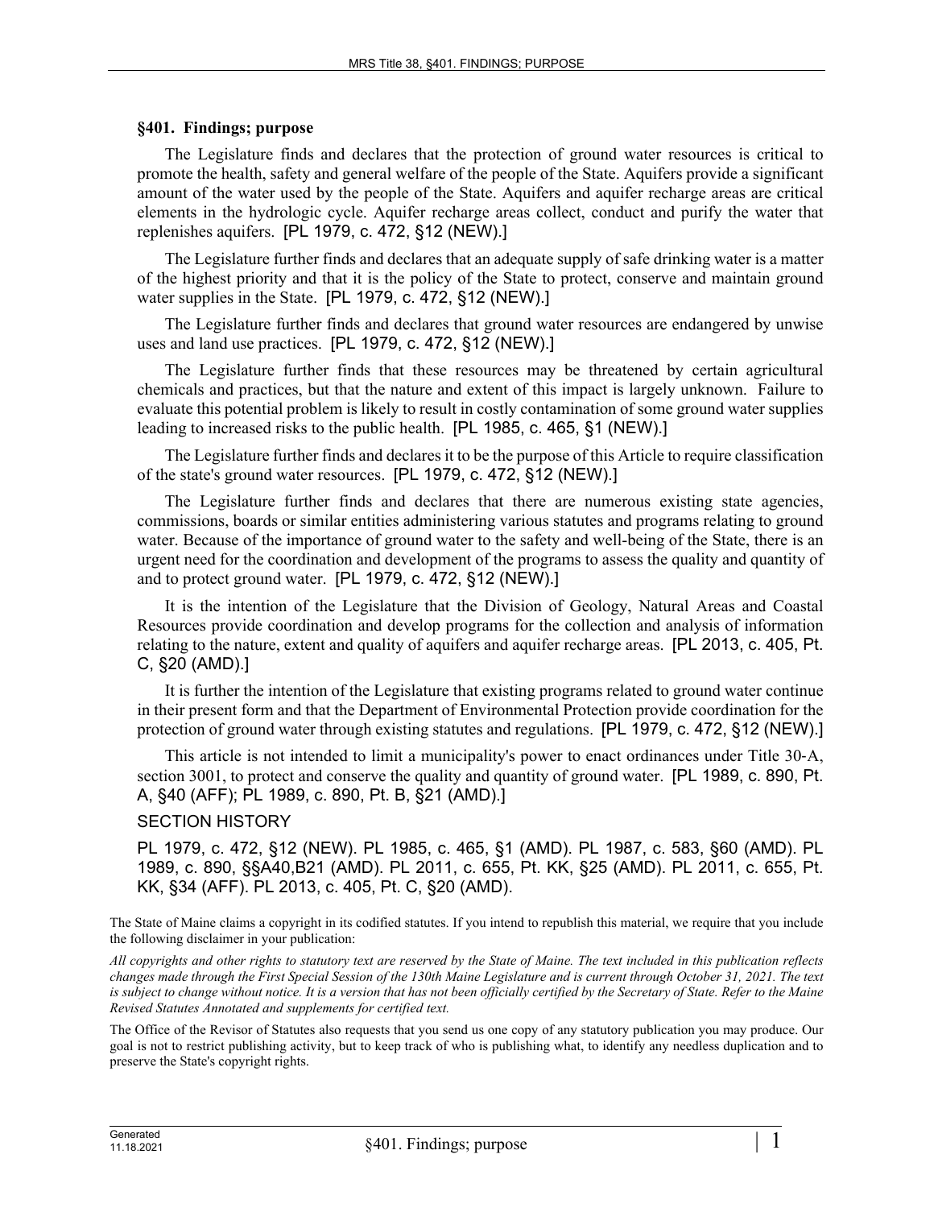### §401. Findings; purpose

The Legislature finds and declares that the protection of ground water resources is critical to promote the health, safety and general welfare of the people of the State. Aquifers provide a significant amount of the water used by the people of the State. Aquifers and aquifer recharge areas are critical elements in the hydrologic cycle. Aquifer recharge areas collect, conduct and purify the water that replenishes aquifers. [PL 1979, c. 472, §12 (NEW).]

The Legislature further finds and declares that an adequate supply of safe drinking water is a matter of the highest priority and that it is the policy of the State to protect, conserve and maintain ground water supplies in the State. [PL 1979, c. 472, §12 (NEW).]

The Legislature further finds and declares that ground water resources are endangered by unwise uses and land use practices. [PL 1979, c. 472, §12 (NEW).]

The Legislature further finds that these resources may be threatened by certain agricultural chemicals and practices, but that the nature and extent of this impact is largely unknown. Failure to evaluate this potential problem is likely to result in costly contamination of some ground water supplies leading to increased risks to the public health. [PL 1985, c. 465, §1 (NEW).]

The Legislature further finds and declares it to be the purpose of this Article to require classification of the state's ground water resources. [PL 1979, c. 472, §12 (NEW).]

The Legislature further finds and declares that there are numerous existing state agencies, commissions, boards or similar entities administering various statutes and programs relating to ground water. Because of the importance of ground water to the safety and well-being of the State, there is an urgent need for the coordination and development of the programs to assess the quality and quantity of and to protect ground water. [PL 1979, c. 472, §12 (NEW).]

It is the intention of the Legislature that the Division of Geology, Natural Areas and Coastal Resources provide coordination and develop programs for the collection and analysis of information relating to the nature, extent and quality of aquifers and aquifer recharge areas. [PL 2013, c. 405, Pt. C, §20 (AMD).]

It is further the intention of the Legislature that existing programs related to ground water continue in their present form and that the Department of Environmental Protection provide coordination for the protection of ground water through existing statutes and regulations. [PL 1979, c. 472, §12 (NEW).]

This article is not intended to limit a municipality's power to enact ordinances under Title 30-A, section 3001, to protect and conserve the quality and quantity of ground water. [PL 1989, c. 890, Pt. A, §40 (AFF); PL 1989, c. 890, Pt. B, §21 (AMD).]

SECTION HISTORY

PL 1979, c. 472, §12 (NEW). PL 1985, c. 465, §1 (AMD). PL 1987, c. 583, §60 (AMD). PL 1989, c. 890, §§A40,B21 (AMD). PL 2011, c. 655, Pt. KK, §25 (AMD). PL 2011, c. 655, Pt. KK, §34 (AFF). PL 2013, c. 405, Pt. C, §20 (AMD).

The State of Maine claims a copyright in its codified statutes. If you intend to republish this material, we require that you include the following disclaimer in your publication:

*All copyrights and other rights to statutory text are reserved by the State of Maine. The text included in this publication reflects changes made through the First Special Session of the 130th Maine Legislature and is current through October 31, 2021. The text is subject to change without notice. It is a version that has not been officially certified by the Secretary of State. Refer to the Maine Revised Statutes Annotated and supplements for certified text.*

The Office of the Revisor of Statutes also requests that you send us one copy of any statutory publication you may produce. Our goal is not to restrict publishing activity, but to keep track of who is publishing what, to identify any needless duplication and to preserve the State's copyright rights.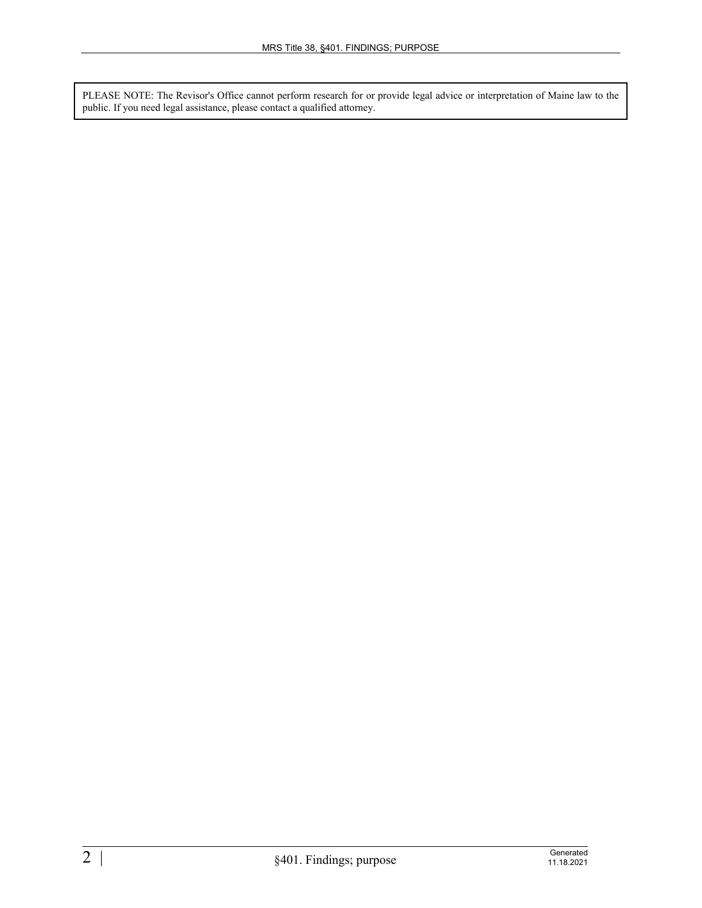PLEASE NOTE: The Revisor's Office cannot perform research for or provide legal advice or interpretation of Maine law to the public. If you need legal assistance, please contact a qualified attorney.